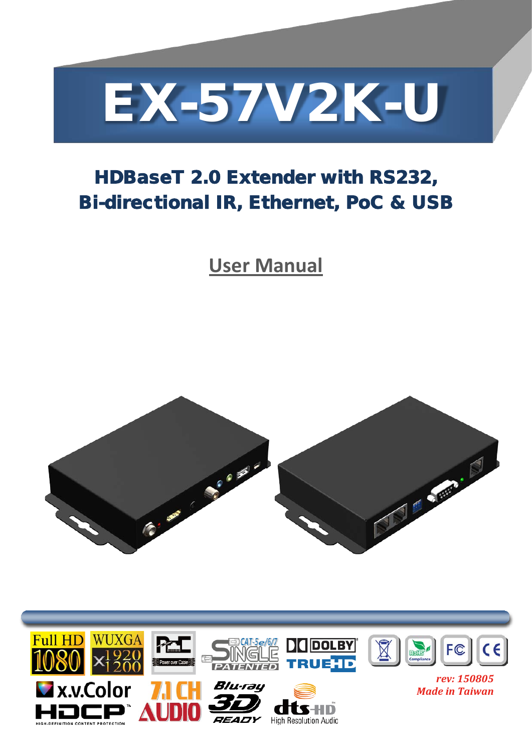# EX-57V2K-U

## HDBaseT 2.0 Extender with RS232, Bi-directional IR, Ethernet, PoC & USB

**User Manual**

*rev: 150805*
*Made in Taiwan*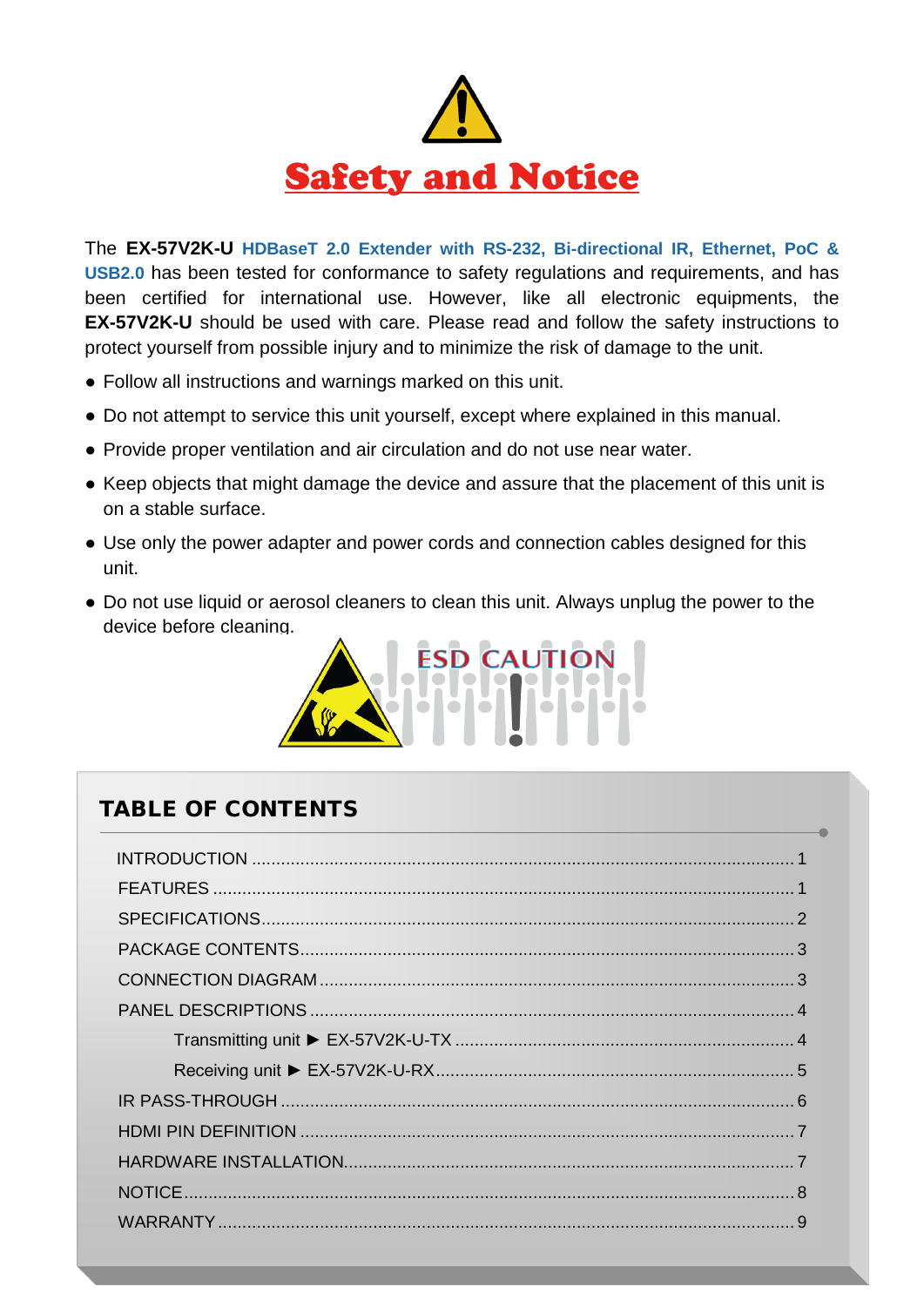# Safety and Notice

The **EX-57V2K-U** **HDBaseT 2.0 Extender with RS-232, Bi-directional IR, Ethernet, PoC & USB2.0** has been tested for conformance to safety regulations and requirements, and has been certified for international use. However, like all electronic equipments, the **EX-57V2K-U** should be used with care. Please read and follow the safety instructions to protect yourself from possible injury and to minimize the risk of damage to the unit.

- Follow all instructions and warnings marked on this unit.
- Do not attempt to service this unit yourself, except where explained in this manual.
- Provide proper ventilation and air circulation and do not use near water.
- Keep objects that might damage the device and assure that the placement of this unit is on a stable surface.
- Use only the power adapter and power cords and connection cables designed for this unit.
- Do not use liquid or aerosol cleaners to clean this unit. Always unplug the power to the device before cleaning.

ESD CAUTION

## TABLE OF CONTENTS

| | |
|---|---|
| INTRODUCTION | 1 |
| FEATURES | 1 |
| SPECIFICATIONS | 2 |
| PACKAGE CONTENTS | 3 |
| CONNECTION DIAGRAM | 3 |
| PANEL DESCRIPTIONS | 4 |
| Transmitting unit ► EX-57V2K-U-TX | 4 |
| Receiving unit ► EX-57V2K-U-RX | 5 |
| IR PASS-THROUGH | 6 |
| HDMI PIN DEFINITION | 7 |
| HARDWARE INSTALLATION | 7 |
| NOTICE | 8 |
| WARRANTY | 9 |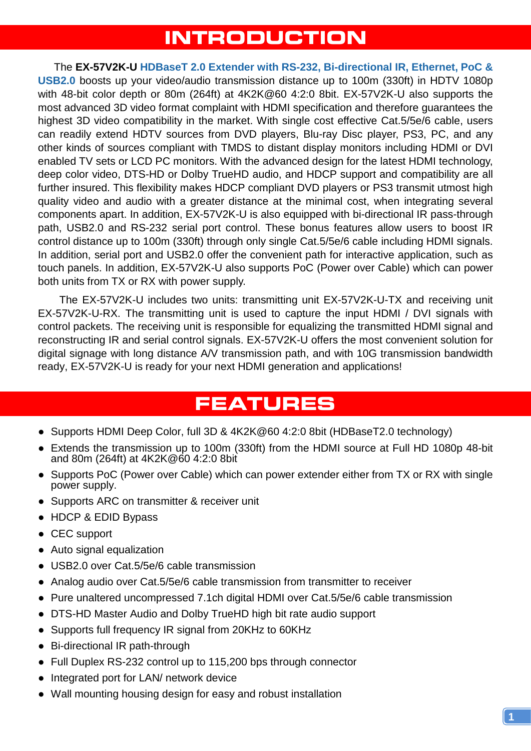# INTRODUCTION

The **EX-57V2K-U** **HDBaseT 2.0 Extender with RS-232, Bi-directional IR, Ethernet, PoC & USB2.0** boosts up your video/audio transmission distance up to 100m (330ft) in HDTV 1080p with 48-bit color depth or 80m (264ft) at 4K2K@60 4:2:0 8bit. EX-57V2K-U also supports the most advanced 3D video format complaint with HDMI specification and therefore guarantees the highest 3D video compatibility in the market. With single cost effective Cat.5/5e/6 cable, users can readily extend HDTV sources from DVD players, Blu-ray Disc player, PS3, PC, and any other kinds of sources compliant with TMDS to distant display monitors including HDMI or DVI enabled TV sets or LCD PC monitors. With the advanced design for the latest HDMI technology, deep color video, DTS-HD or Dolby TrueHD audio, and HDCP support and compatibility are all further insured. This flexibility makes HDCP compliant DVD players or PS3 transmit utmost high quality video and audio with a greater distance at the minimal cost, when integrating several components apart. In addition, EX-57V2K-U is also equipped with bi-directional IR pass-through path, USB2.0 and RS-232 serial port control. These bonus features allow users to boost IR control distance up to 100m (330ft) through only single Cat.5/5e/6 cable including HDMI signals. In addition, serial port and USB2.0 offer the convenient path for interactive application, such as touch panels. In addition, EX-57V2K-U also supports PoC (Power over Cable) which can power both units from TX or RX with power supply.

The EX-57V2K-U includes two units: transmitting unit EX-57V2K-U-TX and receiving unit EX-57V2K-U-RX. The transmitting unit is used to capture the input HDMI / DVI signals with control packets. The receiving unit is responsible for equalizing the transmitted HDMI signal and reconstructing IR and serial control signals. EX-57V2K-U offers the most convenient solution for digital signage with long distance A/V transmission path, and with 10G transmission bandwidth ready, EX-57V2K-U is ready for your next HDMI generation and applications!

# FEATURES

- Supports HDMI Deep Color, full 3D & 4K2K@60 4:2:0 8bit (HDBaseT2.0 technology)
- Extends the transmission up to 100m (330ft) from the HDMI source at Full HD 1080p 48-bit and 80m (264ft) at 4K2K@60 4:2:0 8bit
- Supports PoC (Power over Cable) which can power extender either from TX or RX with single power supply.
- Supports ARC on transmitter & receiver unit
- HDCP & EDID Bypass
- CEC support
- Auto signal equalization
- USB2.0 over Cat.5/5e/6 cable transmission
- Analog audio over Cat.5/5e/6 cable transmission from transmitter to receiver
- Pure unaltered uncompressed 7.1ch digital HDMI over Cat.5/5e/6 cable transmission
- DTS-HD Master Audio and Dolby TrueHD high bit rate audio support
- Supports full frequency IR signal from 20KHz to 60KHz
- Bi-directional IR path-through
- Full Duplex RS-232 control up to 115,200 bps through connector
- Integrated port for LAN/ network device
- Wall mounting housing design for easy and robust installation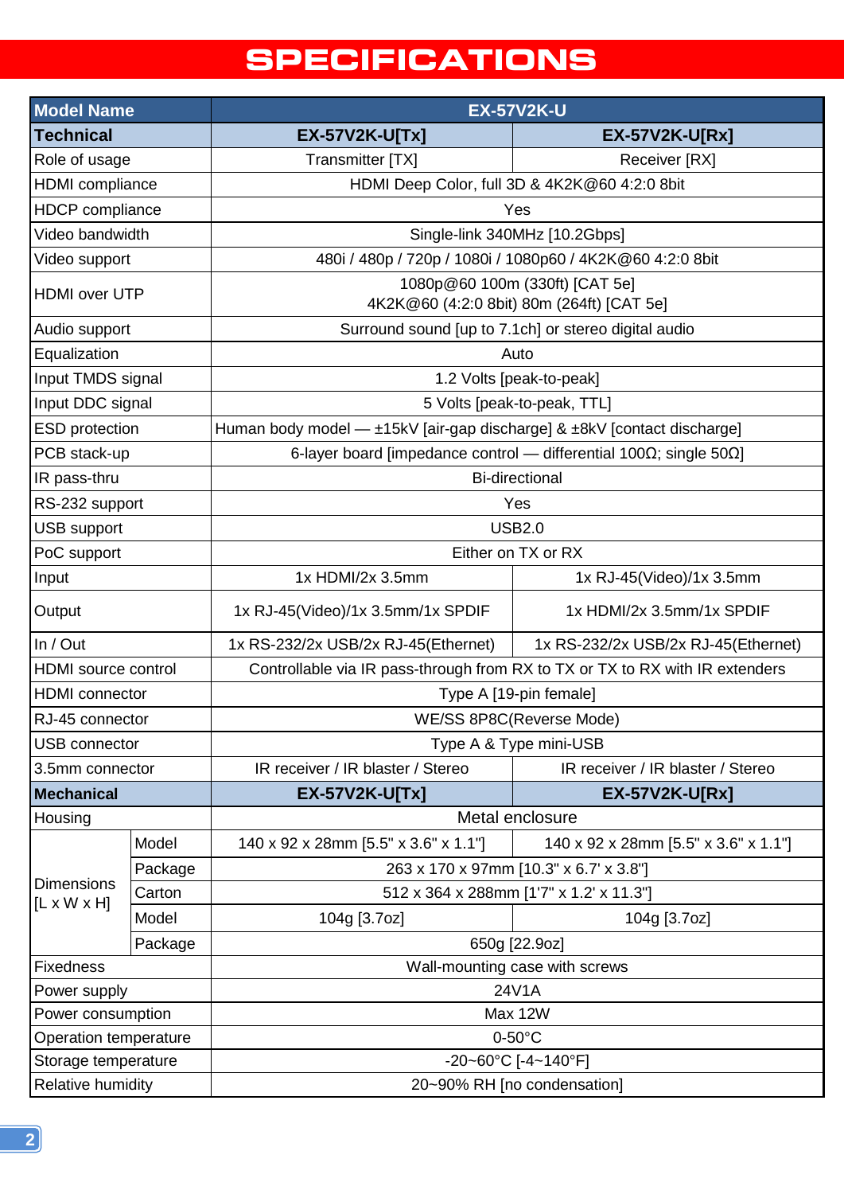# SPECIFICATIONS

| Model Name | | EX-57V2K-U | |
|---|---|---|---|
| **Technical** | | **EX-57V2K-U[Tx]** | **EX-57V2K-U[Rx]** |
| Role of usage | | Transmitter [TX] | Receiver [RX] |
| HDMI compliance | | HDMI Deep Color, full 3D & 4K2K@60 4:2:0 8bit | |
| HDCP compliance | | Yes | |
| Video bandwidth | | Single-link 340MHz [10.2Gbps] | |
| Video support | | 480i / 480p / 720p / 1080i / 1080p60 / 4K2K@60 4:2:0 8bit | |
| HDMI over UTP | | 1080p@60 100m (330ft) [CAT 5e]<br>4K2K@60 (4:2:0 8bit) 80m (264ft) [CAT 5e] | |
| Audio support | | Surround sound [up to 7.1ch] or stereo digital audio | |
| Equalization | | Auto | |
| Input TMDS signal | | 1.2 Volts [peak-to-peak] | |
| Input DDC signal | | 5 Volts [peak-to-peak, TTL] | |
| ESD protection | | Human body model — ±15kV [air-gap discharge] & ±8kV [contact discharge] | |
| PCB stack-up | | 6-layer board [impedance control — differential 100Ω; single 50Ω] | |
| IR pass-thru | | Bi-directional | |
| RS-232 support | | Yes | |
| USB support | | USB2.0 | |
| PoC support | | Either on TX or RX | |
| Input | | 1x HDMI/2x 3.5mm | 1x RJ-45(Video)/1x 3.5mm |
| Output | | 1x RJ-45(Video)/1x 3.5mm/1x SPDIF | 1x HDMI/2x 3.5mm/1x SPDIF |
| In / Out | | 1x RS-232/2x USB/2x RJ-45(Ethernet) | 1x RS-232/2x USB/2x RJ-45(Ethernet) |
| HDMI source control | | Controllable via IR pass-through from RX to TX or TX to RX with IR extenders | |
| HDMI connector | | Type A [19-pin female] | |
| RJ-45 connector | | WE/SS 8P8C(Reverse Mode) | |
| USB connector | | Type A & Type mini-USB | |
| 3.5mm connector | | IR receiver / IR blaster / Stereo | IR receiver / IR blaster / Stereo |
| **Mechanical** | | **EX-57V2K-U[Tx]** | **EX-57V2K-U[Rx]** |
| Housing | | Metal enclosure | |
| Dimensions [L x W x H] | Model | 140 x 92 x 28mm [5.5" x 3.6" x 1.1"] | 140 x 92 x 28mm [5.5" x 3.6" x 1.1"] |
| | Package | 263 x 170 x 97mm [10.3" x 6.7' x 3.8"] | |
| | Carton | 512 x 364 x 288mm [1'7" x 1.2' x 11.3"] | |
| | Model | 104g [3.7oz] | 104g [3.7oz] |
| | Package | 650g [22.9oz] | |
| Fixedness | | Wall-mounting case with screws | |
| Power supply | | 24V1A | |
| Power consumption | | Max 12W | |
| Operation temperature | | 0-50°C | |
| Storage temperature | | -20~60°C [-4~140°F] | |
| Relative humidity | | 20~90% RH [no condensation] | |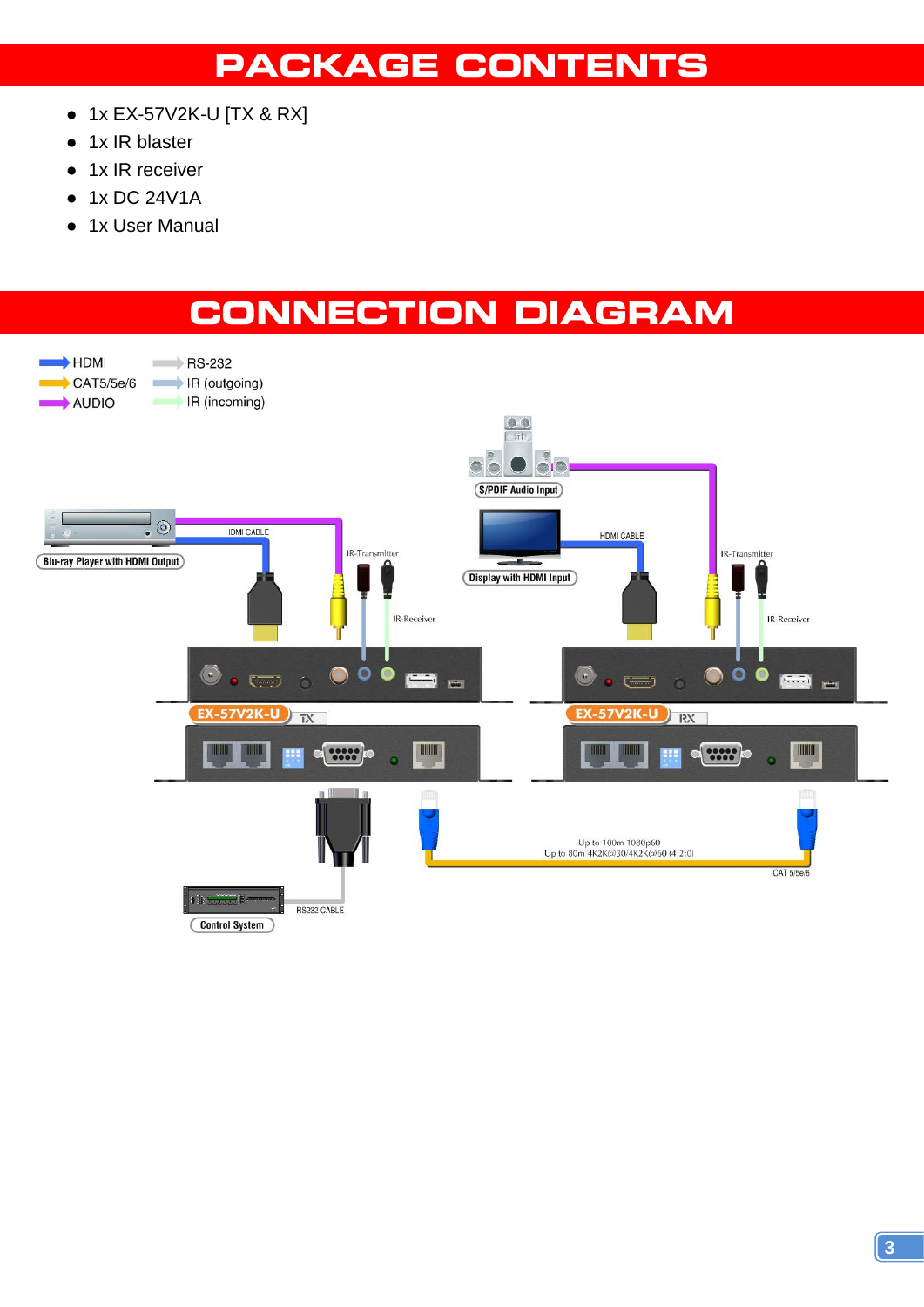# PACKAGE CONTENTS

- 1x EX-57V2K-U [TX & RX]
- 1x IR blaster
- 1x IR receiver
- 1x DC 24V1A
- 1x User Manual

# CONNECTION DIAGRAM

HDMI
CAT5/5e/6
AUDIO
RS-232
IR (outgoing)
IR (incoming)

S/PDIF Audio Input

Blu-ray Player with HDMI Output

HDMI CABLE

IR-Transmitter

IR-Receiver

Display with HDMI Input

HDMI CABLE

IR-Transmitter

IR-Receiver

EX-57V2K-U TX

EX-57V2K-U RX

Up to 100m 1080p60
Up to 80m 4K2K@30/4K2K@60 (4:2:0)

CAT 5/5e/6

RS232 CABLE

Control System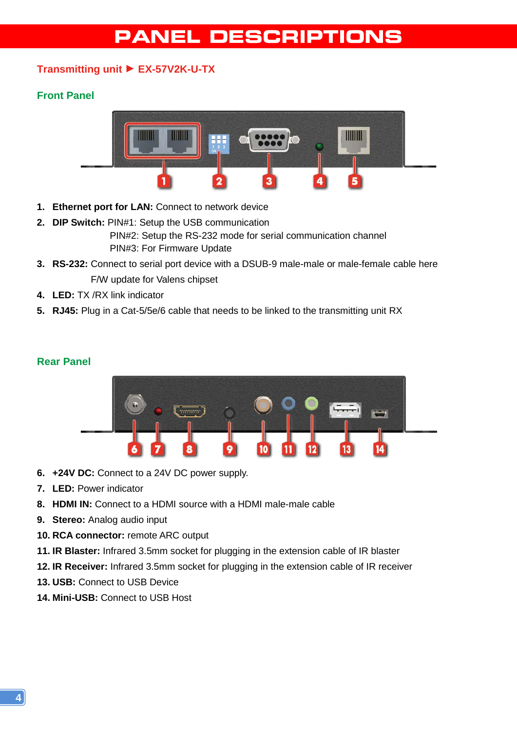# PANEL DESCRIPTIONS

## Transmitting unit ► EX-57V2K-U-TX

### Front Panel

1. **Ethernet port for LAN:** Connect to network device
2. **DIP Switch:** PIN#1: Setup the USB communication
   PIN#2: Setup the RS-232 mode for serial communication channel
   PIN#3: For Firmware Update
3. **RS-232:** Connect to serial port device with a DSUB-9 male-male or male-female cable here
   F/W update for Valens chipset
4. **LED:** TX /RX link indicator
5. **RJ45:** Plug in a Cat-5/5e/6 cable that needs to be linked to the transmitting unit RX

### Rear Panel

6. **+24V DC:** Connect to a 24V DC power supply.
7. **LED:** Power indicator
8. **HDMI IN:** Connect to a HDMI source with a HDMI male-male cable
9. **Stereo:** Analog audio input
10. **RCA connector:** remote ARC output
11. **IR Blaster:** Infrared 3.5mm socket for plugging in the extension cable of IR blaster
12. **IR Receiver:** Infrared 3.5mm socket for plugging in the extension cable of IR receiver
13. **USB:** Connect to USB Device
14. **Mini-USB:** Connect to USB Host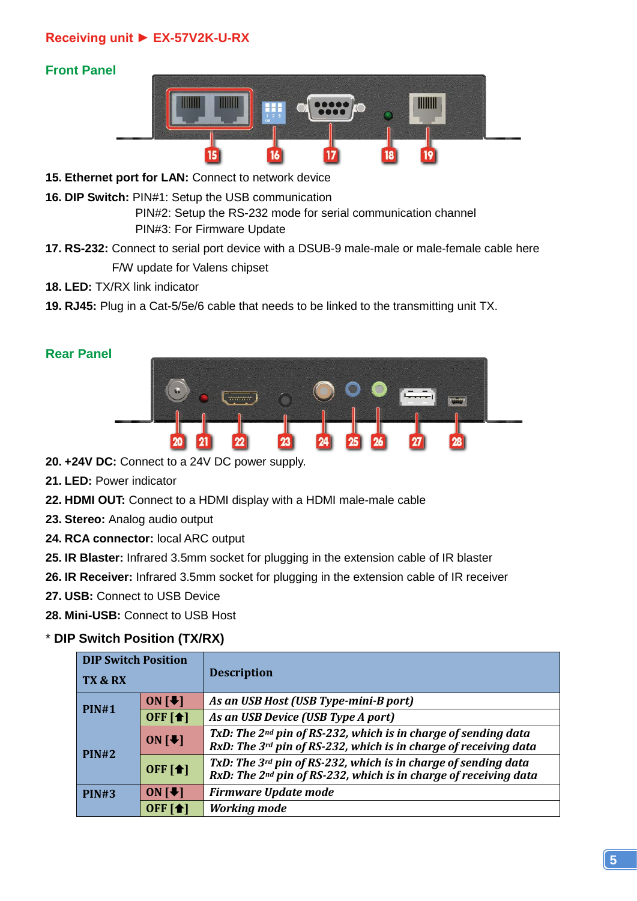## Receiving unit ► EX-57V2K-U-RX

### Front Panel

**15. Ethernet port for LAN:** Connect to network device

**16. DIP Switch:** PIN#1: Setup the USB communication
PIN#2: Setup the RS-232 mode for serial communication channel
PIN#3: For Firmware Update

**17. RS-232:** Connect to serial port device with a DSUB-9 male-male or male-female cable here
F/W update for Valens chipset

**18. LED:** TX/RX link indicator

**19. RJ45:** Plug in a Cat-5/5e/6 cable that needs to be linked to the transmitting unit TX.

### Rear Panel

**20. +24V DC:** Connect to a 24V DC power supply.

**21. LED:** Power indicator

**22. HDMI OUT:** Connect to a HDMI display with a HDMI male-male cable

**23. Stereo:** Analog audio output

**24. RCA connector:** local ARC output

**25. IR Blaster:** Infrared 3.5mm socket for plugging in the extension cable of IR blaster

**26. IR Receiver:** Infrared 3.5mm socket for plugging in the extension cable of IR receiver

**27. USB:** Connect to USB Device

**28. Mini-USB:** Connect to USB Host

### * DIP Switch Position (TX/RX)

| DIP Switch Position TX & RX | | Description |
|---|---|---|
| PIN#1 | ON [⬇] | *As an USB Host (USB Type-mini-B port)* |
| | OFF [⬆] | *As an USB Device (USB Type A port)* |
| PIN#2 | ON [⬇] | *TxD: The 2nd pin of RS-232, which is in charge of sending data RxD: The 3rd pin of RS-232, which is in charge of receiving data* |
| | OFF [⬆] | *TxD: The 3rd pin of RS-232, which is in charge of sending data RxD: The 2nd pin of RS-232, which is in charge of receiving data* |
| PIN#3 | ON [⬇] | *Firmware Update mode* |
| | OFF [⬆] | *Working mode* |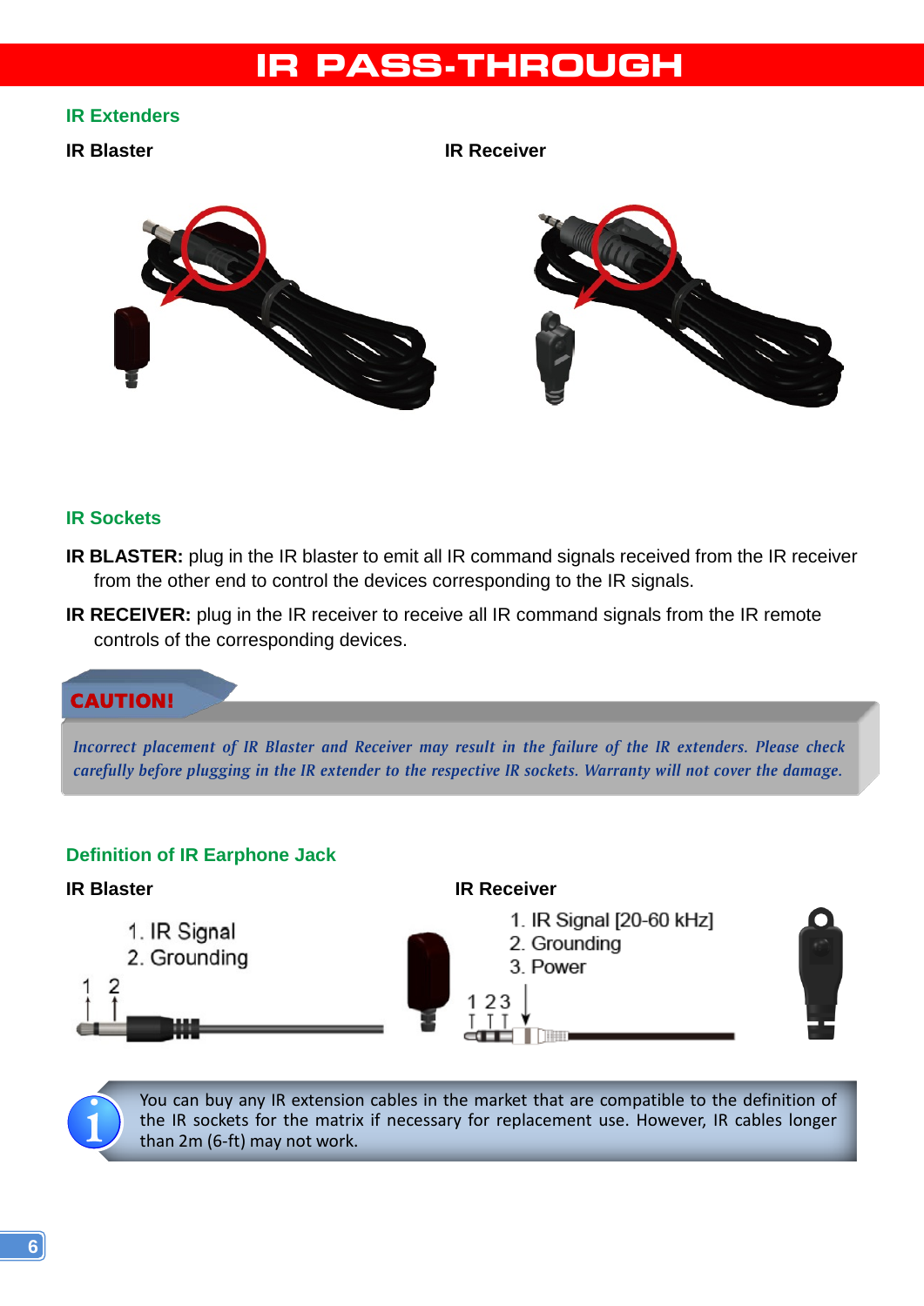# IR PASS-THROUGH

## IR Extenders

**IR Blaster**

**IR Receiver**

## IR Sockets

**IR BLASTER:** plug in the IR blaster to emit all IR command signals received from the IR receiver from the other end to control the devices corresponding to the IR signals.

**IR RECEIVER:** plug in the IR receiver to receive all IR command signals from the IR remote controls of the corresponding devices.

**CAUTION!**

*Incorrect placement of IR Blaster and Receiver may result in the failure of the IR extenders. Please check carefully before plugging in the IR extender to the respective IR sockets. Warranty will not cover the damage.*

## Definition of IR Earphone Jack

**IR Blaster**

1. IR Signal
2. Grounding

**IR Receiver**

1. IR Signal [20-60 kHz]
2. Grounding
3. Power

You can buy any IR extension cables in the market that are compatible to the definition of the IR sockets for the matrix if necessary for replacement use. However, IR cables longer than 2m (6-ft) may not work.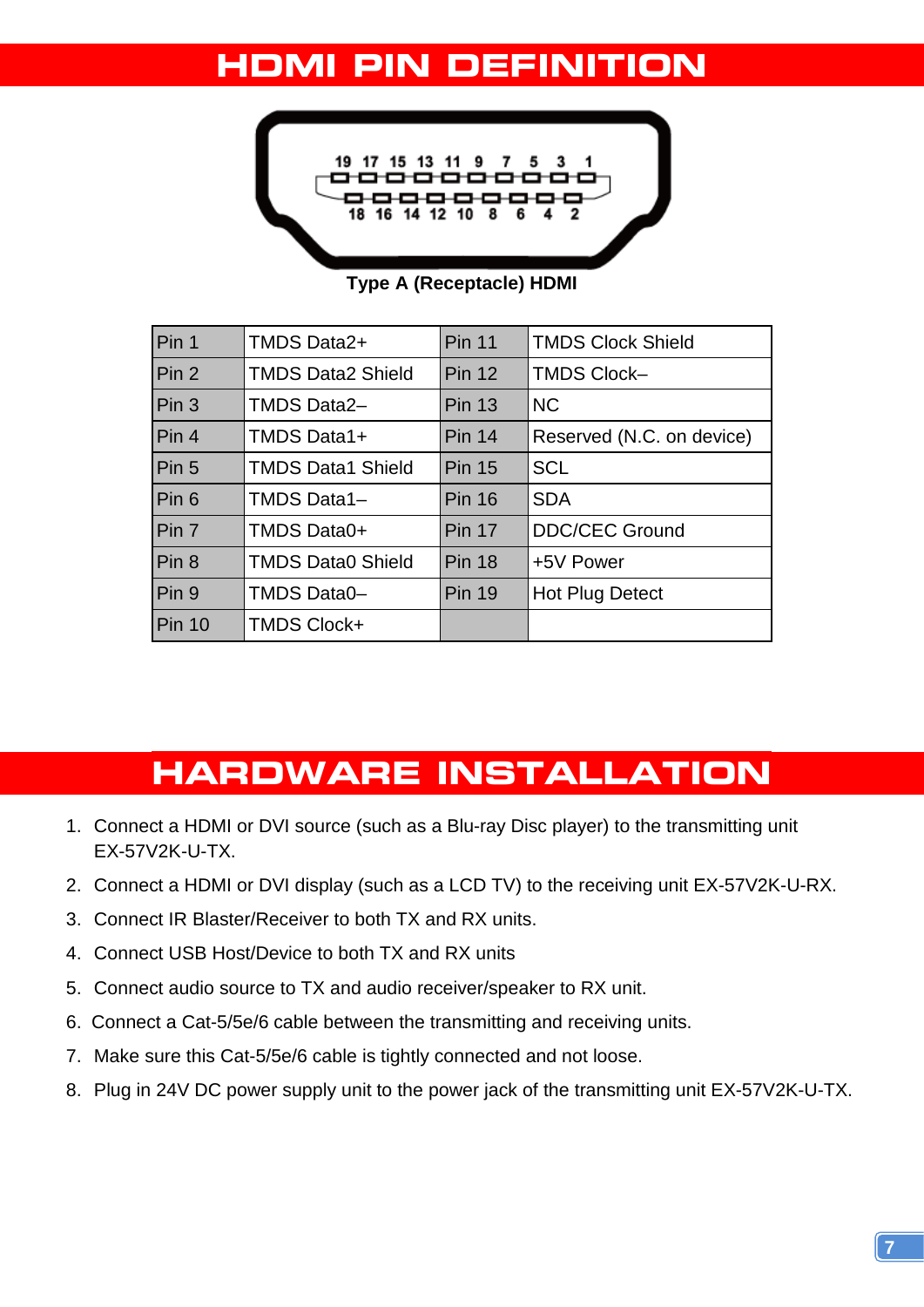# HDMI PIN DEFINITION

19 17 15 13 11 9 7 5 3 1

18 16 14 12 10 8 6 4 2

Type A (Receptacle) HDMI

| Pin 1 | TMDS Data2+ | Pin 11 | TMDS Clock Shield |
|---|---|---|---|
| Pin 2 | TMDS Data2 Shield | Pin 12 | TMDS Clock– |
| Pin 3 | TMDS Data2– | Pin 13 | NC |
| Pin 4 | TMDS Data1+ | Pin 14 | Reserved (N.C. on device) |
| Pin 5 | TMDS Data1 Shield | Pin 15 | SCL |
| Pin 6 | TMDS Data1– | Pin 16 | SDA |
| Pin 7 | TMDS Data0+ | Pin 17 | DDC/CEC Ground |
| Pin 8 | TMDS Data0 Shield | Pin 18 | +5V Power |
| Pin 9 | TMDS Data0– | Pin 19 | Hot Plug Detect |
| Pin 10 | TMDS Clock+ | | |

# HARDWARE INSTALLATION

1. Connect a HDMI or DVI source (such as a Blu-ray Disc player) to the transmitting unit EX-57V2K-U-TX.
2. Connect a HDMI or DVI display (such as a LCD TV) to the receiving unit EX-57V2K-U-RX.
3. Connect IR Blaster/Receiver to both TX and RX units.
4. Connect USB Host/Device to both TX and RX units
5. Connect audio source to TX and audio receiver/speaker to RX unit.
6. Connect a Cat-5/5e/6 cable between the transmitting and receiving units.
7. Make sure this Cat-5/5e/6 cable is tightly connected and not loose.
8. Plug in 24V DC power supply unit to the power jack of the transmitting unit EX-57V2K-U-TX.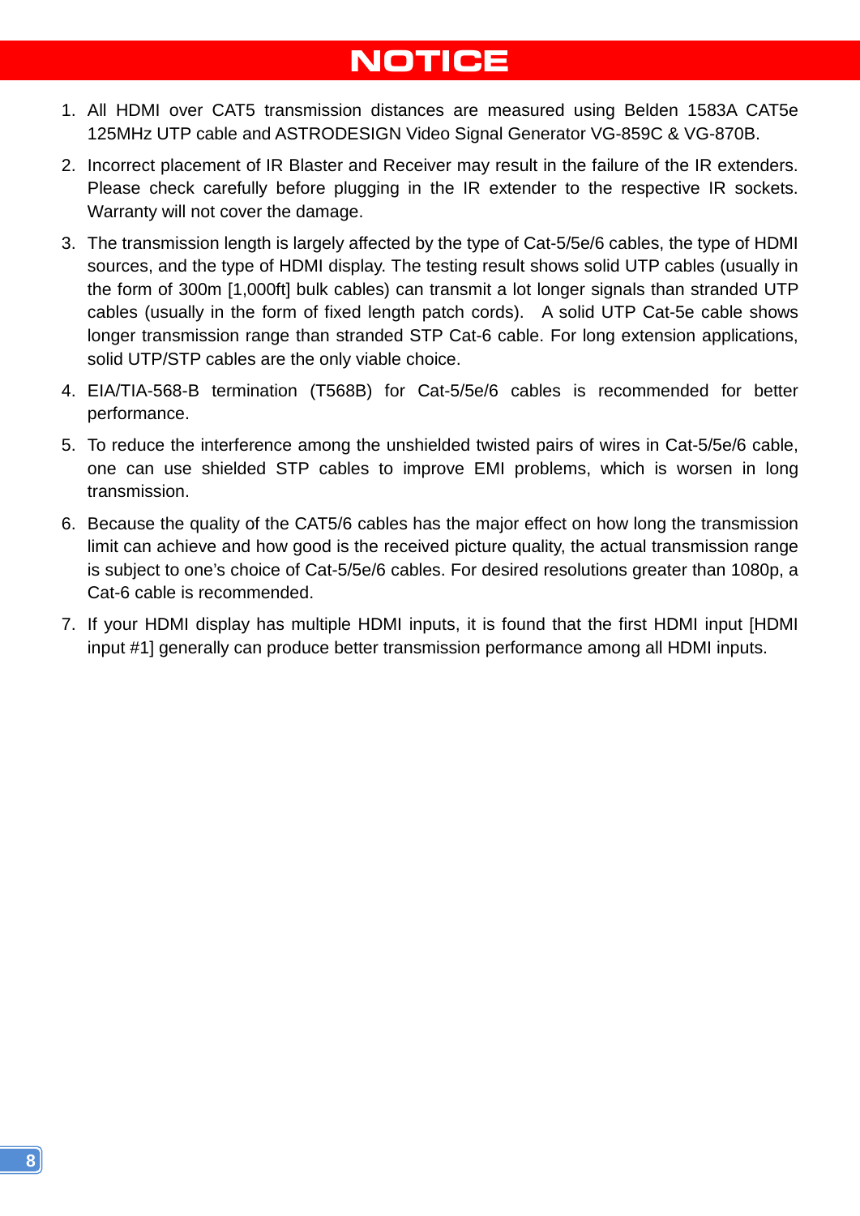# NOTICE

1. All HDMI over CAT5 transmission distances are measured using Belden 1583A CAT5e 125MHz UTP cable and ASTRODESIGN Video Signal Generator VG-859C & VG-870B.
2. Incorrect placement of IR Blaster and Receiver may result in the failure of the IR extenders. Please check carefully before plugging in the IR extender to the respective IR sockets. Warranty will not cover the damage.
3. The transmission length is largely affected by the type of Cat-5/5e/6 cables, the type of HDMI sources, and the type of HDMI display. The testing result shows solid UTP cables (usually in the form of 300m [1,000ft] bulk cables) can transmit a lot longer signals than stranded UTP cables (usually in the form of fixed length patch cords). A solid UTP Cat-5e cable shows longer transmission range than stranded STP Cat-6 cable. For long extension applications, solid UTP/STP cables are the only viable choice.
4. EIA/TIA-568-B termination (T568B) for Cat-5/5e/6 cables is recommended for better performance.
5. To reduce the interference among the unshielded twisted pairs of wires in Cat-5/5e/6 cable, one can use shielded STP cables to improve EMI problems, which is worsen in long transmission.
6. Because the quality of the CAT5/6 cables has the major effect on how long the transmission limit can achieve and how good is the received picture quality, the actual transmission range is subject to one's choice of Cat-5/5e/6 cables. For desired resolutions greater than 1080p, a Cat-6 cable is recommended.
7. If your HDMI display has multiple HDMI inputs, it is found that the first HDMI input [HDMI input #1] generally can produce better transmission performance among all HDMI inputs.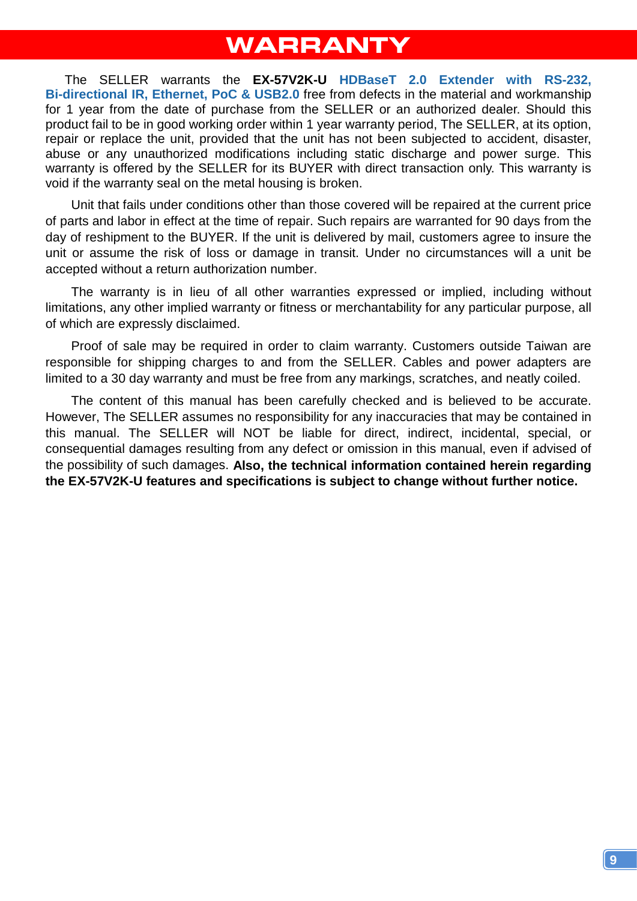# WARRANTY

The SELLER warrants the **EX-57V2K-U** **HDBaseT 2.0 Extender with RS-232, Bi-directional IR, Ethernet, PoC & USB2.0** free from defects in the material and workmanship for 1 year from the date of purchase from the SELLER or an authorized dealer. Should this product fail to be in good working order within 1 year warranty period, The SELLER, at its option, repair or replace the unit, provided that the unit has not been subjected to accident, disaster, abuse or any unauthorized modifications including static discharge and power surge. This warranty is offered by the SELLER for its BUYER with direct transaction only. This warranty is void if the warranty seal on the metal housing is broken.

Unit that fails under conditions other than those covered will be repaired at the current price of parts and labor in effect at the time of repair. Such repairs are warranted for 90 days from the day of reshipment to the BUYER. If the unit is delivered by mail, customers agree to insure the unit or assume the risk of loss or damage in transit. Under no circumstances will a unit be accepted without a return authorization number.

The warranty is in lieu of all other warranties expressed or implied, including without limitations, any other implied warranty or fitness or merchantability for any particular purpose, all of which are expressly disclaimed.

Proof of sale may be required in order to claim warranty. Customers outside Taiwan are responsible for shipping charges to and from the SELLER. Cables and power adapters are limited to a 30 day warranty and must be free from any markings, scratches, and neatly coiled.

The content of this manual has been carefully checked and is believed to be accurate. However, The SELLER assumes no responsibility for any inaccuracies that may be contained in this manual. The SELLER will NOT be liable for direct, indirect, incidental, special, or consequential damages resulting from any defect or omission in this manual, even if advised of the possibility of such damages. **Also, the technical information contained herein regarding the EX-57V2K-U features and specifications is subject to change without further notice.**